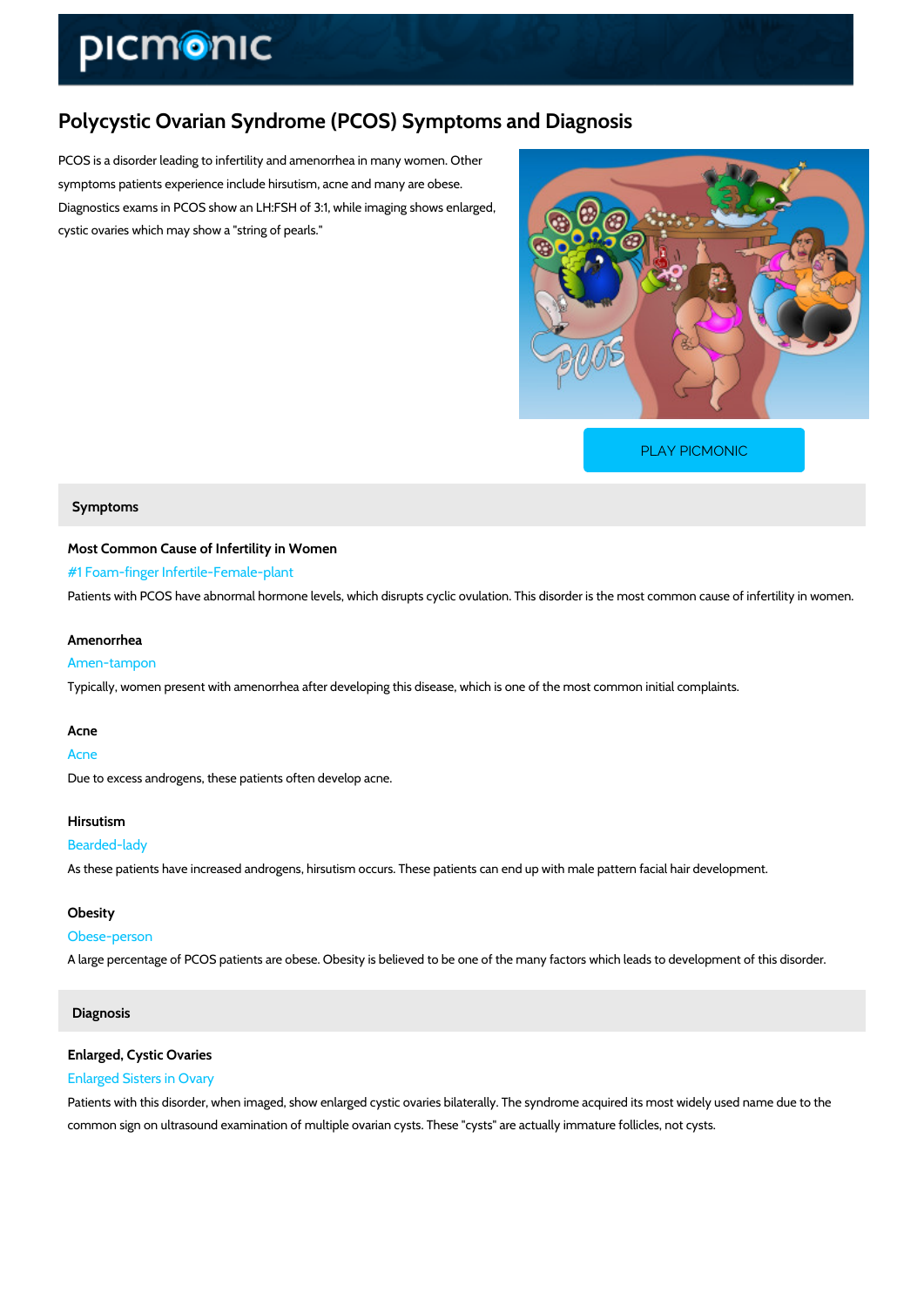# Polycystic Ovarian Syndrome (PCOS) Symptoms and Diagnosis

PCOS is a disorder leading to infertility and amenorrhea in many women. Other symptoms patients experience include hirsutism, acne and many are obese. Diagnostics exams in PCOS show an LH:FSH of 3:1, while imaging shows enlarged, cystic ovaries which may show a "string of pearls."

PLAY PICMONIC

## Symptoms

### Most Common Cause of Infertility in Women

#1 Foam-finger Infertile-Female-plant

Patients with PCOS have abnormal hormone levels, which disrupts cyclic ovulation. This disorder is the most common cause of infertility in women.

### Amenorrhea

Amen-tampon

Typically, women present with amenorrhea after developing this disease, which is one of the most common initial complaints.

### Acne

Acne

Due to excess androgens, these patients often develop acne.

### Hirsutism

Bearded-lady

As these patients have increased androgens, hirsutism occurs. These patients can end up with male pattern facial hair development.

### Obesity

Obese-person

A large percentage of PCOS patients are obese. Obesity is believed to be one of the many factors which leads to development of this disorder.

## Diagnosis

### Enlarged, Cystic Ovaries

Enlarged Sisters in Ovary

Patients with this disorder, when imaged, show enlarged cystic ovaries bilaterally. The syndrome acquired its most widely used name due to the common sign on ultrasound examination of multiple ovarian cysts. These "cysts" are actually immature follicles, not cysts.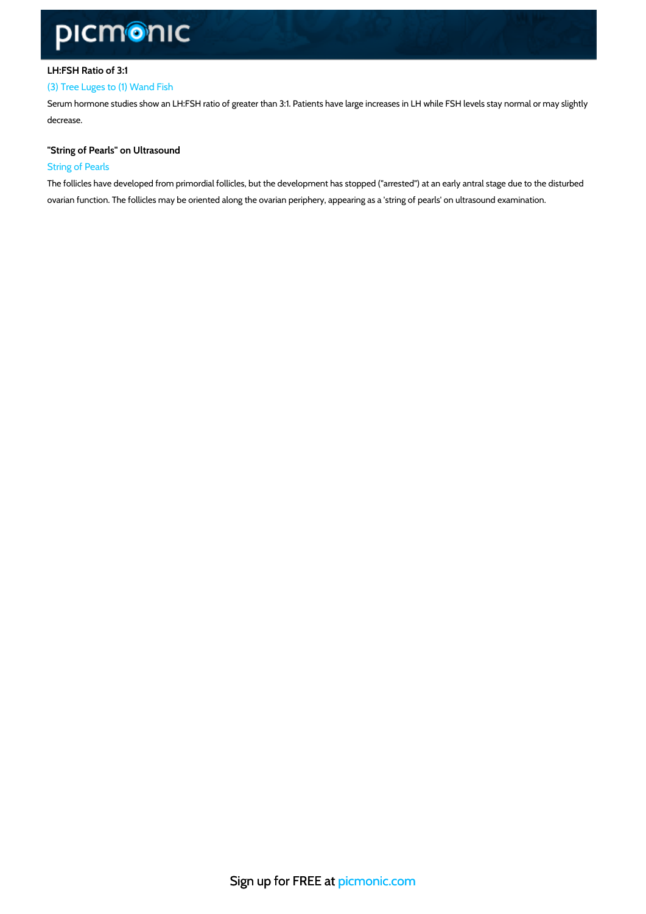**LH:FSH Ratio of 3:1**

(3) Tree Luges to (1) Wand Fish

Serum hormone studies show an LH:FSH ratio of greater than 3:1. Patients have large increases in LH while FSH levels stay normal or may slightly decrease.

**"String of Pearls" on Ultrasound**

String of Pearls

The follicles have developed from primordial follicles, but the development has stopped ("arrested") at an early antral stage due to the disturbed ovarian function. The follicles may be oriented along the ovarian periphery, appearing as a 'string of pearls' on ultrasound examination.